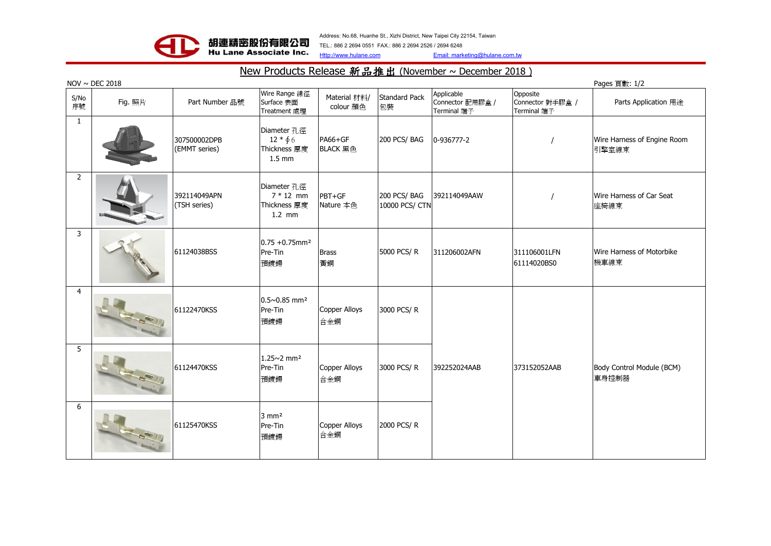胡連精密股份有限公司
Hu Lane Associate Inc.

Address: No.68, Huanhe St., Xizhi District, New Taipei City 22154, Taiwan
TEL.: 886 2 2694 0551 FAX.: 886 2 2694 2526 / 2694 6248
Http://www.hulane.com Email: marketing@hulane.com.tw

# New Products Release 新品推出 (November ~ December 2018 )

NOV ~ DEC 2018

Pages 頁數: 1/2

| S/No 序號 | Fig. 照片 | Part Number 品號 | Wire Range 線徑 Surface 表面 Treatment 處理 | Material 材料/ colour 顏色 | Standard Pack 包裝 | Applicable Connector 配用膠盒 / Terminal 端子 | Opposite Connector 對手膠盒 / Terminal 端子 | Parts Application 用途 |
|---|---|---|---|---|---|---|---|---|
| 1 | | 307500002DPB (EMMT series) | Diameter 孔徑 12 * ∮6 Thickness 厚度 1.5 mm | PA66+GF BLACK 黑色 | 200 PCS/ BAG | 0-936777-2 | / | Wire Harness of Engine Room 引擎室線束 |
| 2 | | 392114049APN (TSH series) | Diameter 孔徑 7 * 12 mm Thickness 厚度 1.2 mm | PBT+GF Nature 本色 | 200 PCS/ BAG 10000 PCS/ CTN | 392114049AAW | / | Wire Harness of Car Seat 座椅線束 |
| 3 | | 61124038BSS | 0.75 +0.75mm² Pre-Tin 預鍍錫 | Brass 黃銅 | 5000 PCS/ R | 311206002AFN | 311106001LFN 61114020BS0 | Wire Harness of Motorbike 機車線束 |
| 4 | | 61122470KSS | 0.5~0.85 mm² Pre-Tin 預鍍錫 | Copper Alloys 合金銅 | 3000 PCS/ R | 392252024AAB | 373152052AAB | Body Control Module (BCM) 車身控制器 |
| 5 | | 61124470KSS | 1.25~2 mm² Pre-Tin 預鍍錫 | Copper Alloys 合金銅 | 3000 PCS/ R | 392252024AAB | 373152052AAB | Body Control Module (BCM) 車身控制器 |
| 6 | | 61125470KSS | 3 mm² Pre-Tin 預鍍錫 | Copper Alloys 合金銅 | 2000 PCS/ R | 392252024AAB | 373152052AAB | Body Control Module (BCM) 車身控制器 |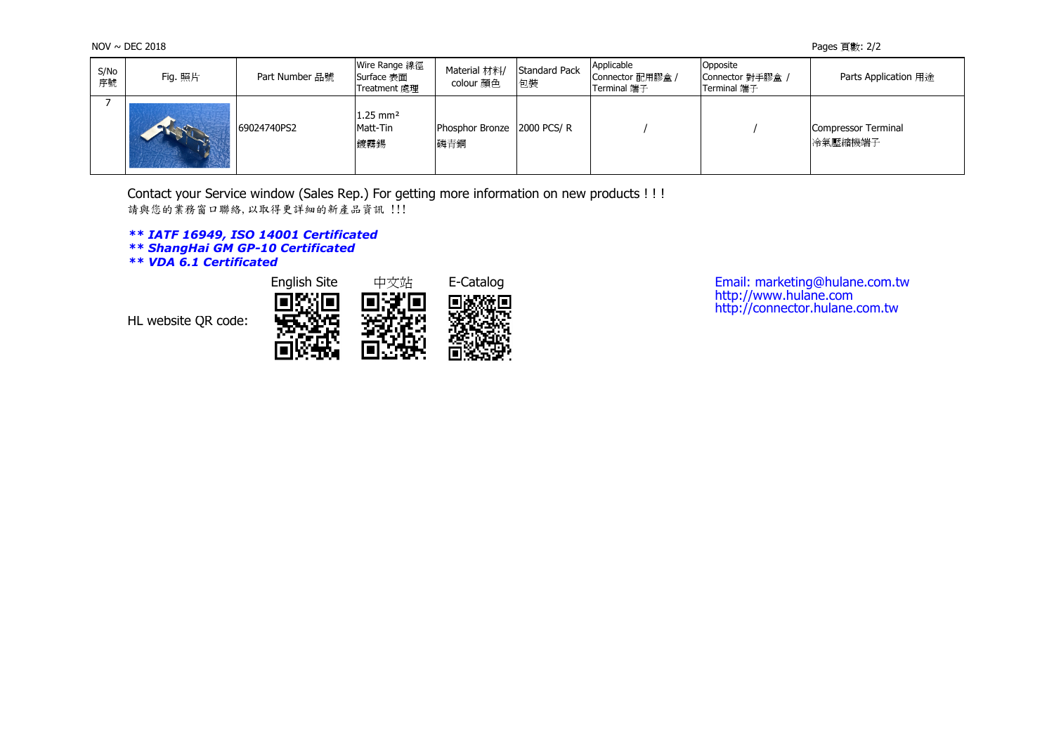| S/No 序號 | Fig. 照片 | Part Number 品號 | Wire Range 線徑 Surface 表面 Treatment 處理 | Material 材料/ colour 顏色 | Standard Pack 包裝 | Applicable Connector 配用膠盒 / Terminal 端子 | Opposite Connector 對手膠盒 / Terminal 端子 | Parts Application 用途 |
|---|---|---|---|---|---|---|---|---|
| 7 | | 69024740PS2 | 1.25 $mm^2$ Matt-Tin 鍍霧錫 | Phosphor Bronze 磷青銅 | 2000 PCS/ R | / | / | Compressor Terminal 冷氣壓縮機端子 |

Contact your Service window (Sales Rep.) For getting more information on new products ! ! !
請與您的業務窗口聯絡, 以取得更詳細的新產品資訊 !!!

***** IATF 16949, ISO 14001 Certificated***
***** ShangHai GM GP-10 Certificated***
***** VDA 6.1 Certificated***

HL website QR code: English Site 中文站 E-Catalog

Email: marketing@hulane.com.tw
http://www.hulane.com
http://connector.hulane.com.tw